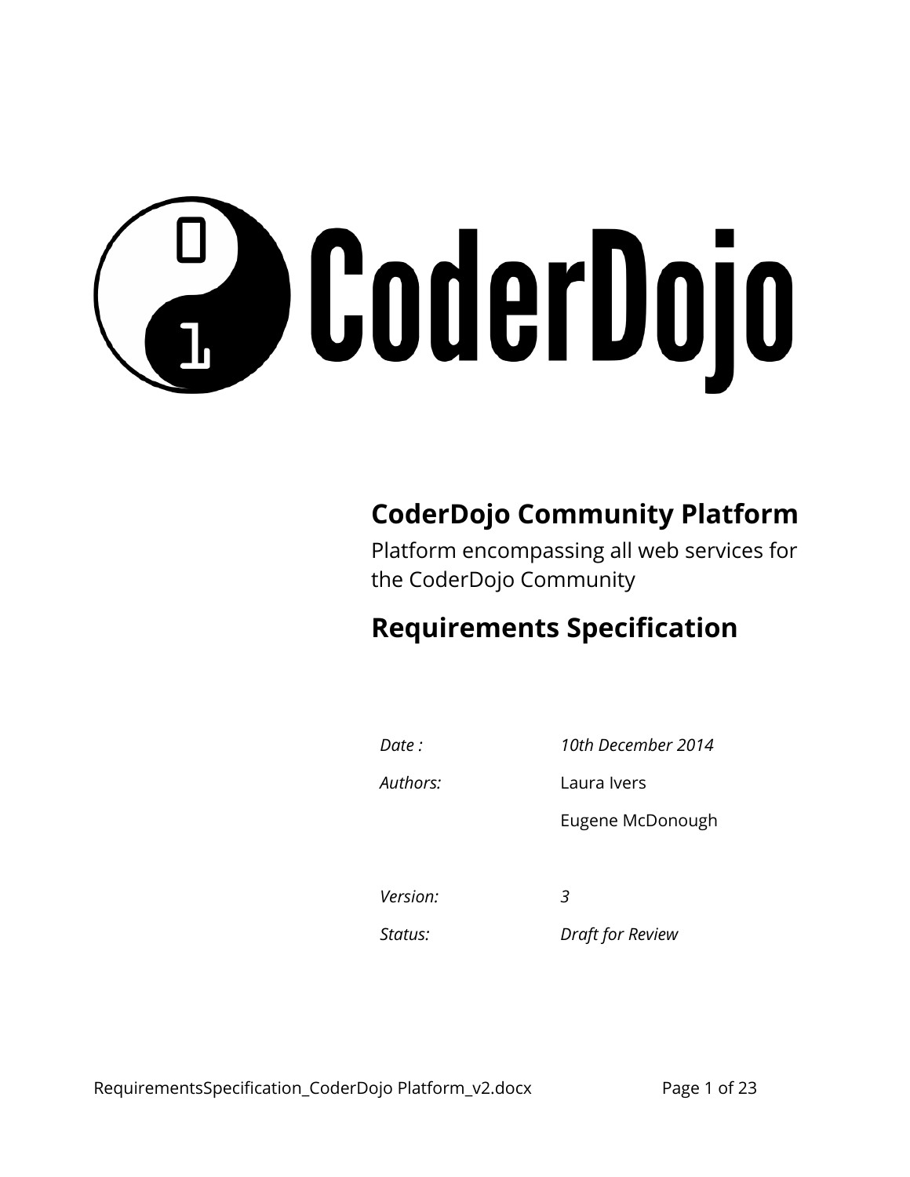# CoderDojo Community Platform

Platform encompassing all web services for the CoderDojo Community

## Requirements Specification

| | |
| --- | --- |
| *Date :* | *10th December 2014* |
| *Authors:* | Laura Ivers |
| | Eugene McDonough |
| *Version:* | *3* |
| *Status:* | *Draft for Review* |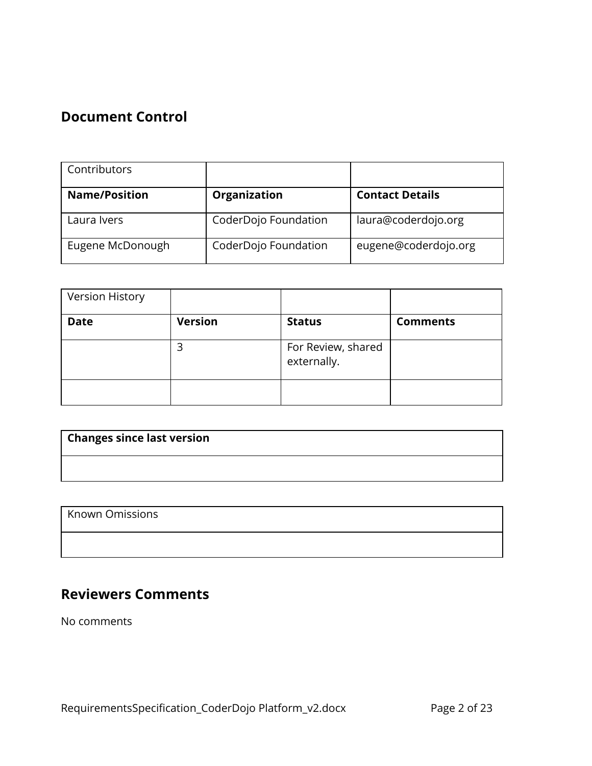## Document Control

| Contributors | | |
|---|---|---|
| **Name/Position** | **Organization** | **Contact Details** |
| Laura Ivers | CoderDojo Foundation | laura@coderdojo.org |
| Eugene McDonough | CoderDojo Foundation | eugene@coderdojo.org |

| Version History | | | |
|---|---|---|---|
| **Date** | **Version** | **Status** | **Comments** |
| | 3 | For Review, shared externally. | |
| | | | |

| **Changes since last version** |
|---|
| |

| Known Omissions |
|---|
| |

## Reviewers Comments

No comments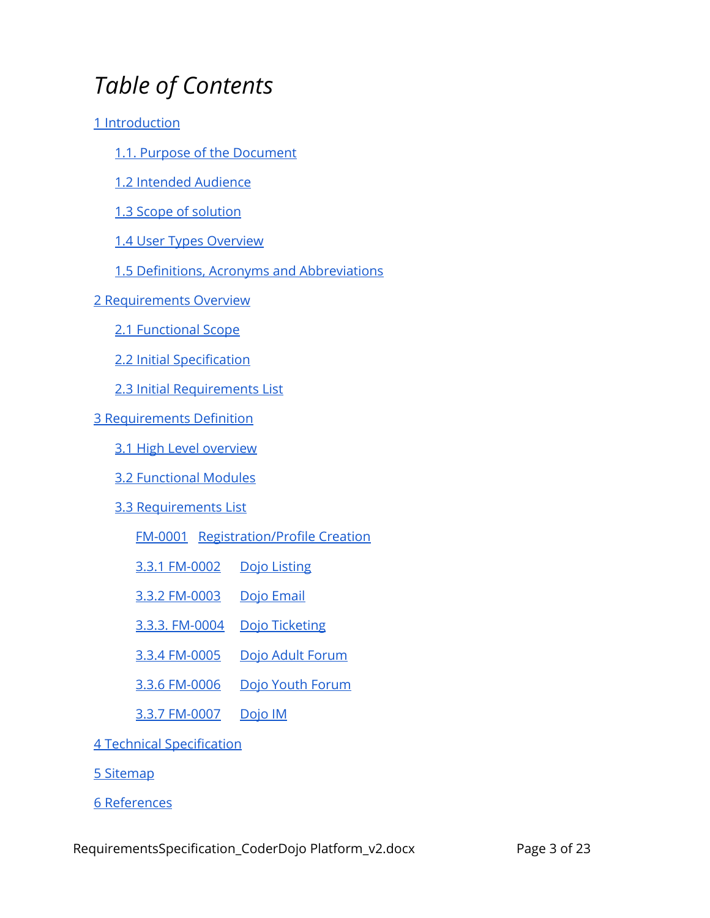# *Table of Contents*

1 Introduction

- 1.1. Purpose of the Document
- 1.2 Intended Audience
- 1.3 Scope of solution
- 1.4 User Types Overview
- 1.5 Definitions, Acronyms and Abbreviations

2 Requirements Overview

- 2.1 Functional Scope
- 2.2 Initial Specification
- 2.3 Initial Requirements List

3 Requirements Definition

- 3.1 High Level overview
- 3.2 Functional Modules
- 3.3 Requirements List
  - FM-0001 Registration/Profile Creation
  - 3.3.1 FM-0002 Dojo Listing
  - 3.3.2 FM-0003 Dojo Email
  - 3.3.3. FM-0004 Dojo Ticketing
  - 3.3.4 FM-0005 Dojo Adult Forum
  - 3.3.6 FM-0006 Dojo Youth Forum
  - 3.3.7 FM-0007 Dojo IM

4 Technical Specification

5 Sitemap

6 References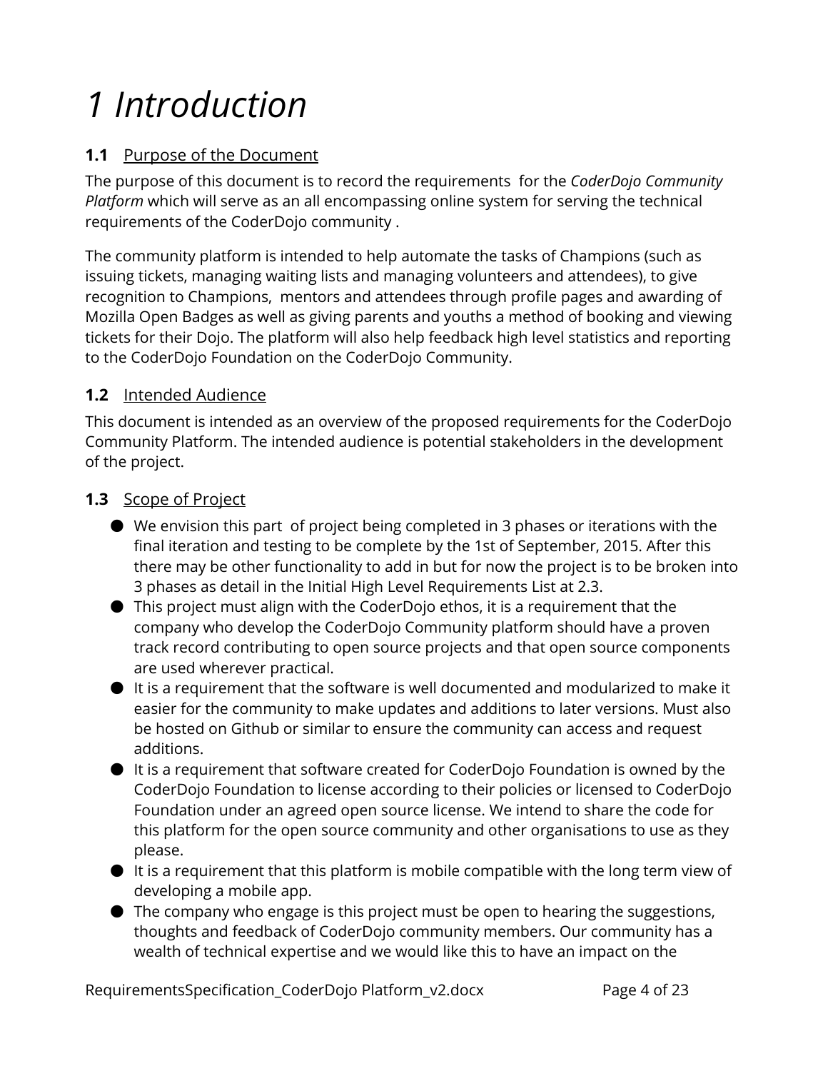# *1 Introduction*

### **1.1** Purpose of the Document

The purpose of this document is to record the requirements  for the *CoderDojo Community Platform* which will serve as an all encompassing online system for serving the technical requirements of the CoderDojo community .

The community platform is intended to help automate the tasks of Champions (such as issuing tickets, managing waiting lists and managing volunteers and attendees), to give recognition to Champions,  mentors and attendees through profile pages and awarding of Mozilla Open Badges as well as giving parents and youths a method of booking and viewing tickets for their Dojo. The platform will also help feedback high level statistics and reporting to the CoderDojo Foundation on the CoderDojo Community.

### **1.2** Intended Audience

This document is intended as an overview of the proposed requirements for the CoderDojo Community Platform. The intended audience is potential stakeholders in the development of the project.

### **1.3** Scope of Project

- We envision this part  of project being completed in 3 phases or iterations with the final iteration and testing to be complete by the 1st of September, 2015. After this there may be other functionality to add in but for now the project is to be broken into 3 phases as detail in the Initial High Level Requirements List at 2.3.
- This project must align with the CoderDojo ethos, it is a requirement that the company who develop the CoderDojo Community platform should have a proven track record contributing to open source projects and that open source components are used wherever practical.
- It is a requirement that the software is well documented and modularized to make it easier for the community to make updates and additions to later versions. Must also be hosted on Github or similar to ensure the community can access and request additions.
- It is a requirement that software created for CoderDojo Foundation is owned by the CoderDojo Foundation to license according to their policies or licensed to CoderDojo Foundation under an agreed open source license. We intend to share the code for this platform for the open source community and other organisations to use as they please.
- It is a requirement that this platform is mobile compatible with the long term view of developing a mobile app.
- The company who engage is this project must be open to hearing the suggestions, thoughts and feedback of CoderDojo community members. Our community has a wealth of technical expertise and we would like this to have an impact on the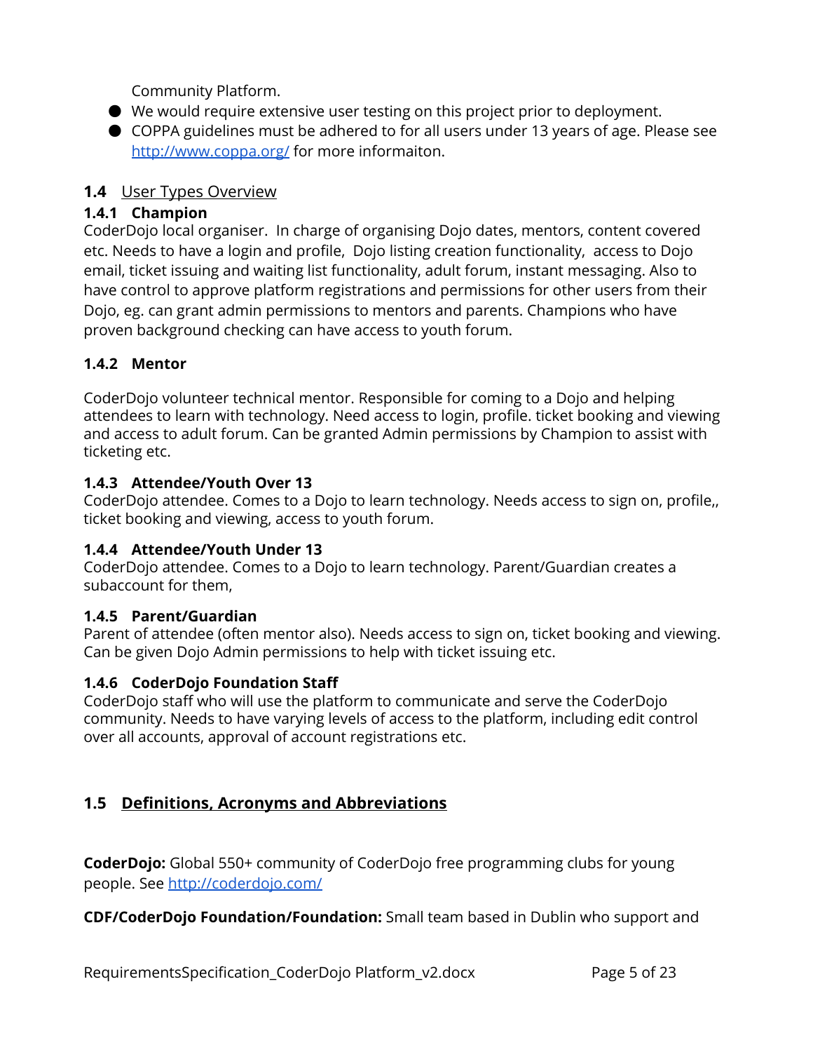Community Platform.

- We would require extensive user testing on this project prior to deployment.
- COPPA guidelines must be adhered to for all users under 13 years of age. Please see http://www.coppa.org/ for more informaiton.

### 1.4 User Types Overview

#### 1.4.1 Champion

CoderDojo local organiser. In charge of organising Dojo dates, mentors, content covered etc. Needs to have a login and profile, Dojo listing creation functionality, access to Dojo email, ticket issuing and waiting list functionality, adult forum, instant messaging. Also to have control to approve platform registrations and permissions for other users from their Dojo, eg. can grant admin permissions to mentors and parents. Champions who have proven background checking can have access to youth forum.

#### 1.4.2 Mentor

CoderDojo volunteer technical mentor. Responsible for coming to a Dojo and helping attendees to learn with technology. Need access to login, profile. ticket booking and viewing and access to adult forum. Can be granted Admin permissions by Champion to assist with ticketing etc.

#### 1.4.3 Attendee/Youth Over 13

CoderDojo attendee. Comes to a Dojo to learn technology. Needs access to sign on, profile,, ticket booking and viewing, access to youth forum.

#### 1.4.4 Attendee/Youth Under 13

CoderDojo attendee. Comes to a Dojo to learn technology. Parent/Guardian creates a subaccount for them,

#### 1.4.5 Parent/Guardian

Parent of attendee (often mentor also). Needs access to sign on, ticket booking and viewing. Can be given Dojo Admin permissions to help with ticket issuing etc.

#### 1.4.6 CoderDojo Foundation Staff

CoderDojo staff who will use the platform to communicate and serve the CoderDojo community. Needs to have varying levels of access to the platform, including edit control over all accounts, approval of account registrations etc.

### 1.5 Definitions, Acronyms and Abbreviations

**CoderDojo:** Global 550+ community of CoderDojo free programming clubs for young people. See http://coderdojo.com/

**CDF/CoderDojo Foundation/Foundation:** Small team based in Dublin who support and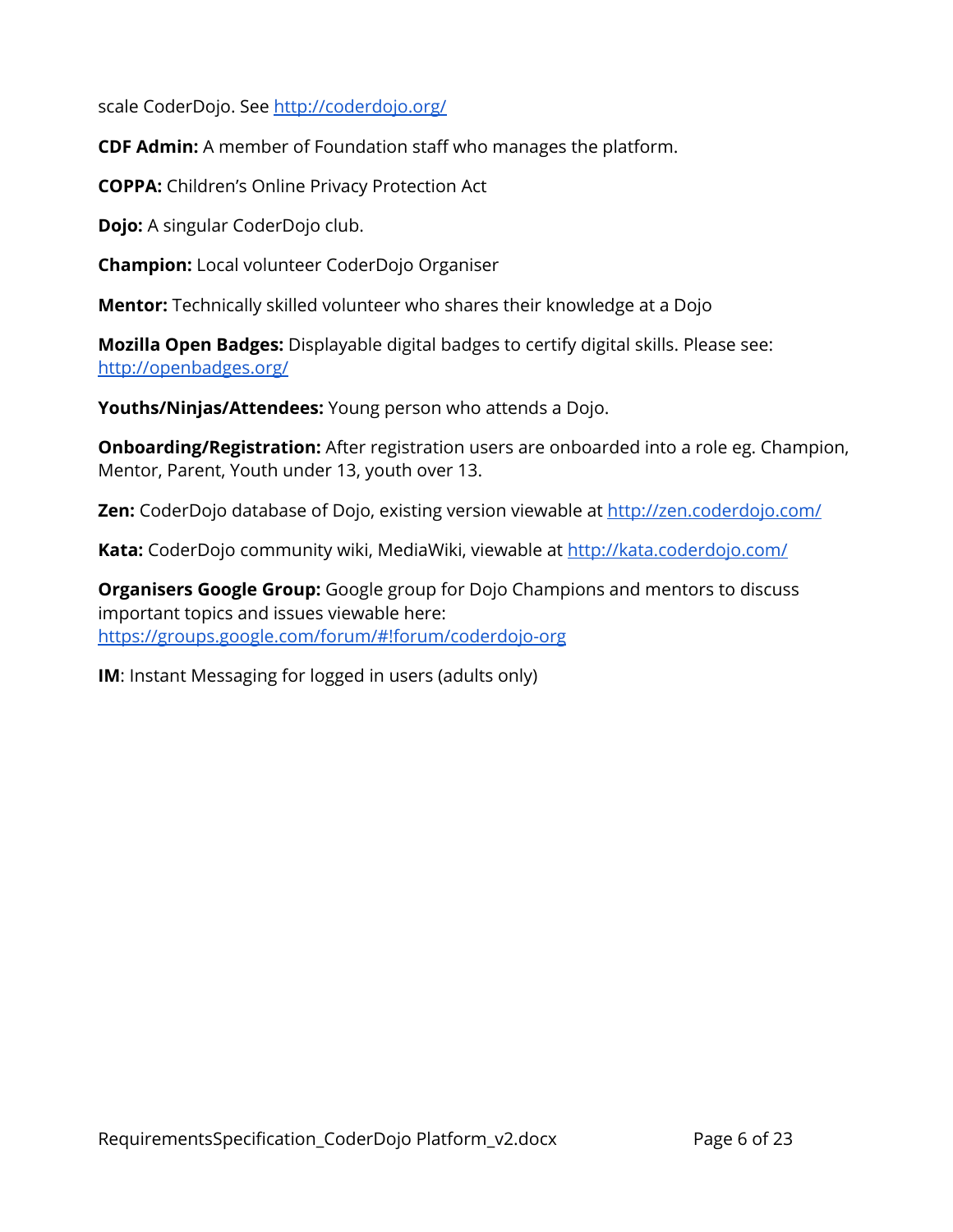scale CoderDojo. See http://coderdojo.org/

**CDF Admin:** A member of Foundation staff who manages the platform.

**COPPA:** Children's Online Privacy Protection Act

**Dojo:** A singular CoderDojo club.

**Champion:** Local volunteer CoderDojo Organiser

**Mentor:** Technically skilled volunteer who shares their knowledge at a Dojo

**Mozilla Open Badges:** Displayable digital badges to certify digital skills. Please see: http://openbadges.org/

**Youths/Ninjas/Attendees:** Young person who attends a Dojo.

**Onboarding/Registration:** After registration users are onboarded into a role eg. Champion, Mentor, Parent, Youth under 13, youth over 13.

**Zen:** CoderDojo database of Dojo, existing version viewable at http://zen.coderdojo.com/

**Kata:** CoderDojo community wiki, MediaWiki, viewable at http://kata.coderdojo.com/

**Organisers Google Group:** Google group for Dojo Champions and mentors to discuss important topics and issues viewable here: https://groups.google.com/forum/#!forum/coderdojo-org

**IM**: Instant Messaging for logged in users (adults only)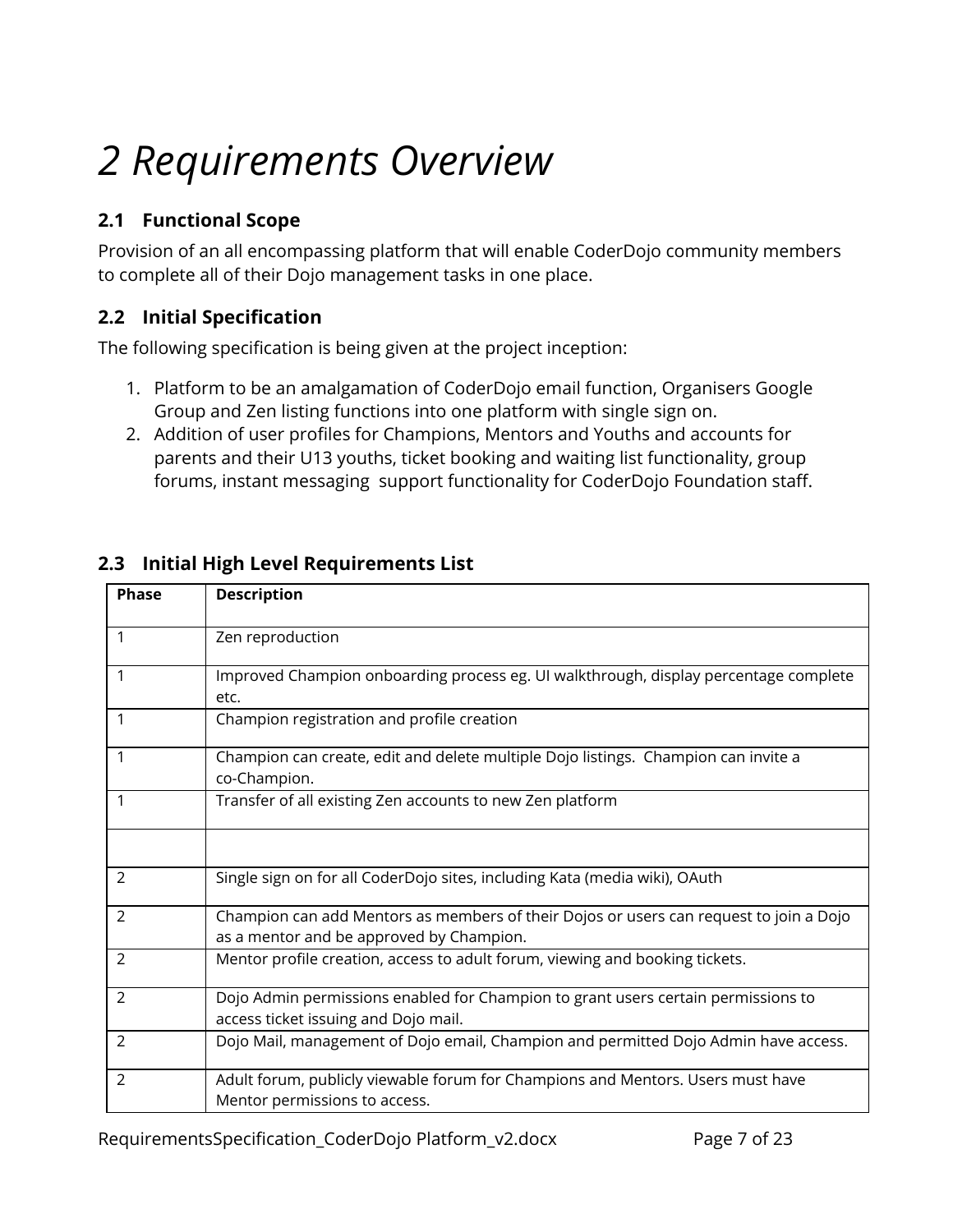# *2 Requirements Overview*

## 2.1 Functional Scope

Provision of an all encompassing platform that will enable CoderDojo community members to complete all of their Dojo management tasks in one place.

## 2.2 Initial Specification

The following specification is being given at the project inception:

1. Platform to be an amalgamation of CoderDojo email function, Organisers Google Group and Zen listing functions into one platform with single sign on.
2. Addition of user profiles for Champions, Mentors and Youths and accounts for parents and their U13 youths, ticket booking and waiting list functionality, group forums, instant messaging  support functionality for CoderDojo Foundation staff.

## 2.3 Initial High Level Requirements List

| Phase | Description |
|---|---|
| 1 | Zen reproduction |
| 1 | Improved Champion onboarding process eg. UI walkthrough, display percentage complete etc. |
| 1 | Champion registration and profile creation |
| 1 | Champion can create, edit and delete multiple Dojo listings.  Champion can invite a co-Champion. |
| 1 | Transfer of all existing Zen accounts to new Zen platform |
| | |
| 2 | Single sign on for all CoderDojo sites, including Kata (media wiki), OAuth |
| 2 | Champion can add Mentors as members of their Dojos or users can request to join a Dojo as a mentor and be approved by Champion. |
| 2 | Mentor profile creation, access to adult forum, viewing and booking tickets. |
| 2 | Dojo Admin permissions enabled for Champion to grant users certain permissions to access ticket issuing and Dojo mail. |
| 2 | Dojo Mail, management of Dojo email, Champion and permitted Dojo Admin have access. |
| 2 | Adult forum, publicly viewable forum for Champions and Mentors. Users must have Mentor permissions to access. |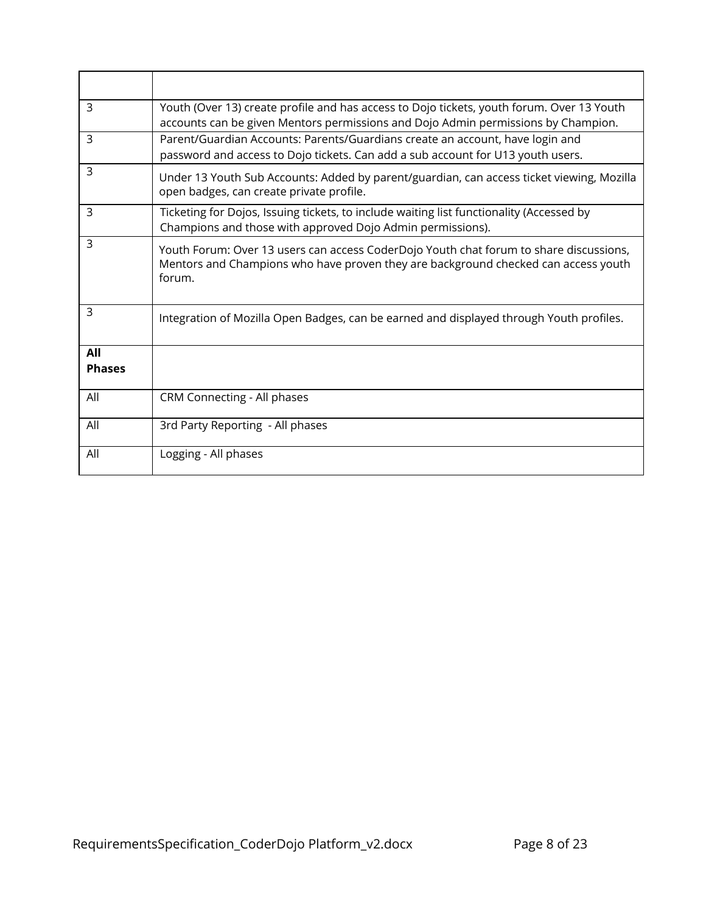| | |
|---|---|
| 3 | Youth (Over 13) create profile and has access to Dojo tickets, youth forum. Over 13 Youth accounts can be given Mentors permissions and Dojo Admin permissions by Champion. |
| 3 | Parent/Guardian Accounts: Parents/Guardians create an account, have login and password and access to Dojo tickets. Can add a sub account for U13 youth users. |
| 3 | Under 13 Youth Sub Accounts: Added by parent/guardian, can access ticket viewing, Mozilla open badges, can create private profile. |
| 3 | Ticketing for Dojos, Issuing tickets, to include waiting list functionality (Accessed by Champions and those with approved Dojo Admin permissions). |
| 3 | Youth Forum: Over 13 users can access CoderDojo Youth chat forum to share discussions, Mentors and Champions who have proven they are background checked can access youth forum. |
| 3 | Integration of Mozilla Open Badges, can be earned and displayed through Youth profiles. |
| **All Phases** | |
| All | CRM Connecting - All phases |
| All | 3rd Party Reporting - All phases |
| All | Logging - All phases |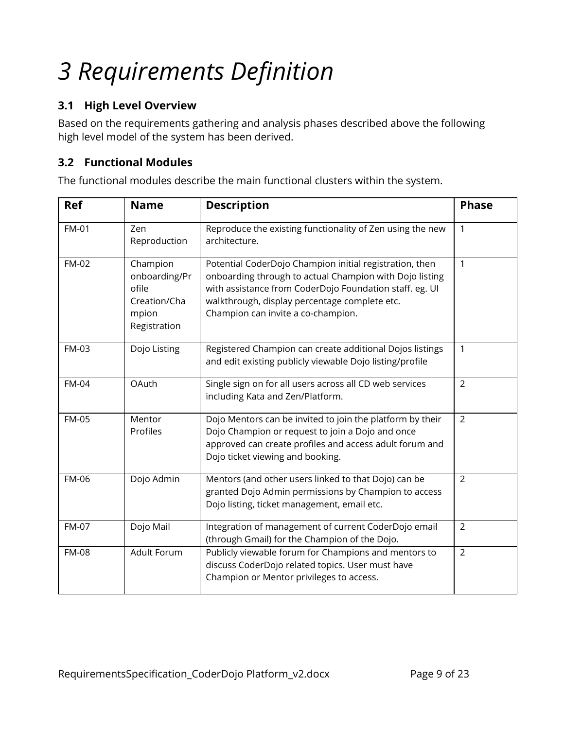# *3 Requirements Definition*

## 3.1 High Level Overview

Based on the requirements gathering and analysis phases described above the following high level model of the system has been derived.

## 3.2 Functional Modules

The functional modules describe the main functional clusters within the system.

| Ref | Name | Description | Phase |
|---|---|---|---|
| FM-01 | Zen Reproduction | Reproduce the existing functionality of Zen using the new architecture. | 1 |
| FM-02 | Champion onboarding/Profile Creation/Champion Registration | Potential CoderDojo Champion initial registration, then onboarding through to actual Champion with Dojo listing with assistance from CoderDojo Foundation staff. eg. UI walkthrough, display percentage complete etc. Champion can invite a co-champion. | 1 |
| FM-03 | Dojo Listing | Registered Champion can create additional Dojos listings and edit existing publicly viewable Dojo listing/profile | 1 |
| FM-04 | OAuth | Single sign on for all users across all CD web services including Kata and Zen/Platform. | 2 |
| FM-05 | Mentor Profiles | Dojo Mentors can be invited to join the platform by their Dojo Champion or request to join a Dojo and once approved can create profiles and access adult forum and Dojo ticket viewing and booking. | 2 |
| FM-06 | Dojo Admin | Mentors (and other users linked to that Dojo) can be granted Dojo Admin permissions by Champion to access Dojo listing, ticket management, email etc. | 2 |
| FM-07 | Dojo Mail | Integration of management of current CoderDojo email (through Gmail) for the Champion of the Dojo. | 2 |
| FM-08 | Adult Forum | Publicly viewable forum for Champions and mentors to discuss CoderDojo related topics. User must have Champion or Mentor privileges to access. | 2 |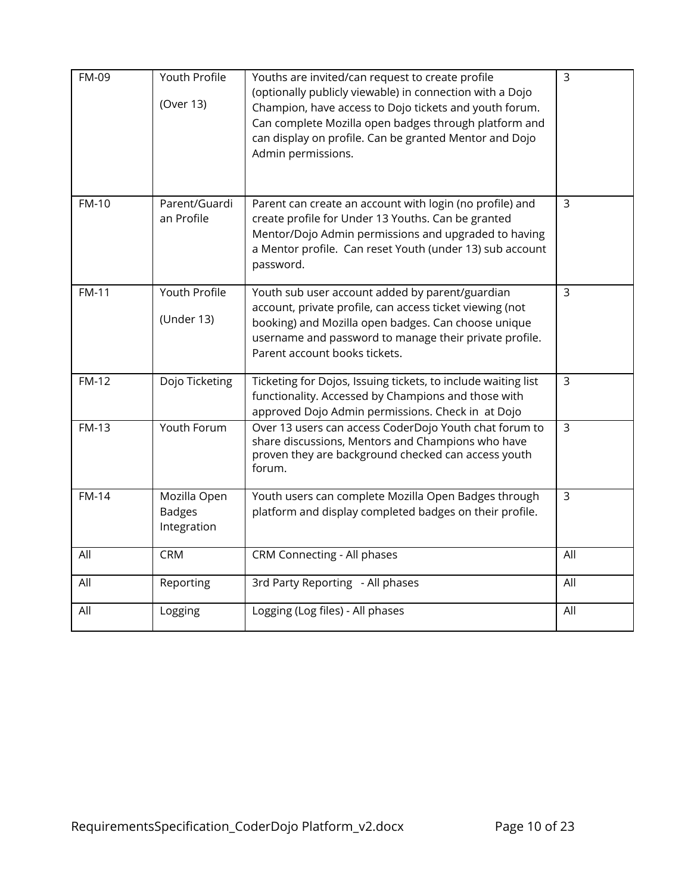| | | | |
|---|---|---|---|
| FM-09 | Youth Profile (Over 13) | Youths are invited/can request to create profile (optionally publicly viewable) in connection with a Dojo Champion, have access to Dojo tickets and youth forum. Can complete Mozilla open badges through platform and can display on profile. Can be granted Mentor and Dojo Admin permissions. | 3 |
| FM-10 | Parent/Guardian Profile | Parent can create an account with login (no profile) and create profile for Under 13 Youths. Can be granted Mentor/Dojo Admin permissions and upgraded to having a Mentor profile. Can reset Youth (under 13) sub account password. | 3 |
| FM-11 | Youth Profile (Under 13) | Youth sub user account added by parent/guardian account, private profile, can access ticket viewing (not booking) and Mozilla open badges. Can choose unique username and password to manage their private profile. Parent account books tickets. | 3 |
| FM-12 | Dojo Ticketing | Ticketing for Dojos, Issuing tickets, to include waiting list functionality. Accessed by Champions and those with approved Dojo Admin permissions. Check in at Dojo | 3 |
| FM-13 | Youth Forum | Over 13 users can access CoderDojo Youth chat forum to share discussions, Mentors and Champions who have proven they are background checked can access youth forum. | 3 |
| FM-14 | Mozilla Open Badges Integration | Youth users can complete Mozilla Open Badges through platform and display completed badges on their profile. | 3 |
| All | CRM | CRM Connecting - All phases | All |
| All | Reporting | 3rd Party Reporting - All phases | All |
| All | Logging | Logging (Log files) - All phases | All |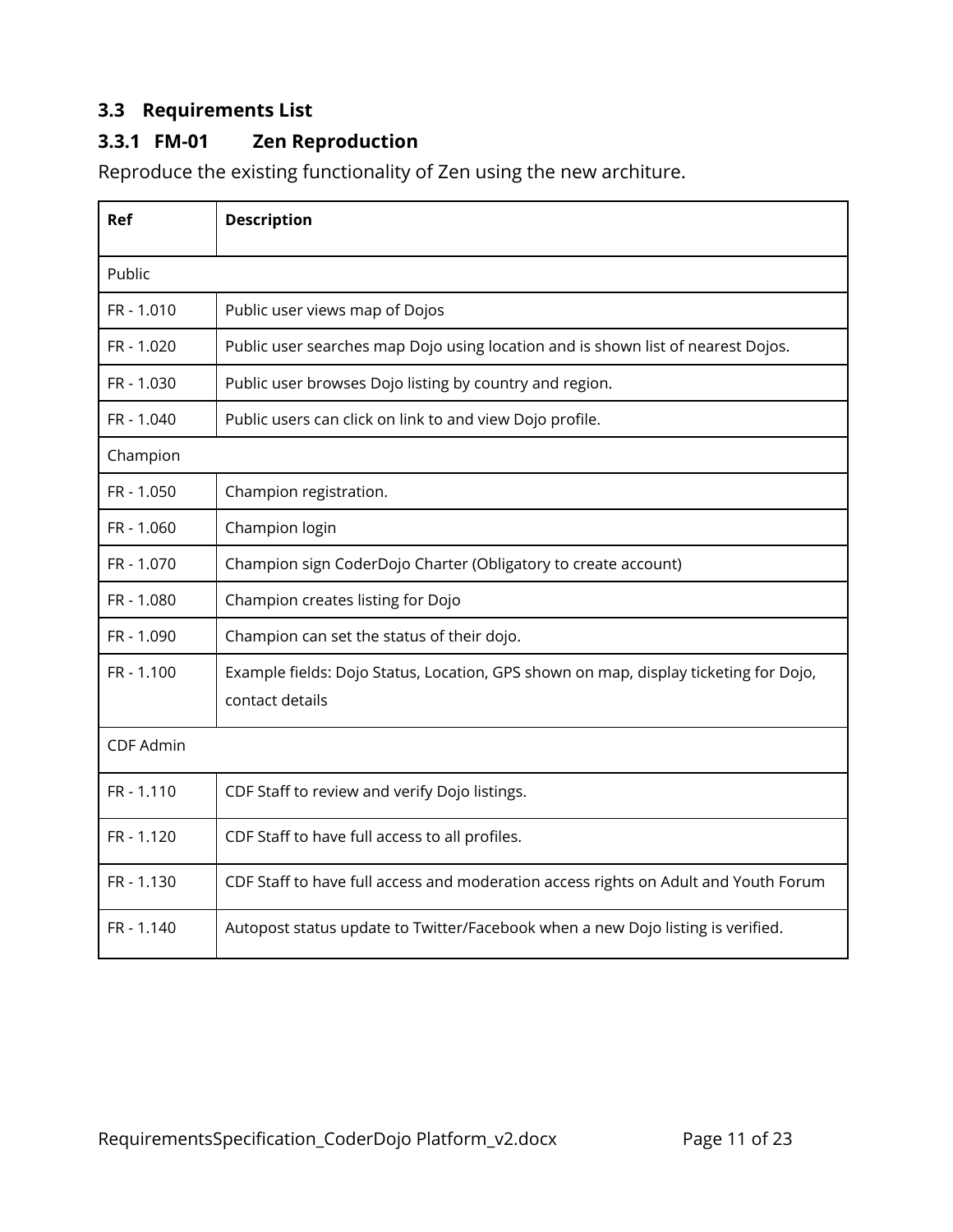## 3.3 Requirements List

### 3.3.1 FM-01 Zen Reproduction

Reproduce the existing functionality of Zen using the new architure.

| Ref | Description |
|---|---|
| Public | |
| FR - 1.010 | Public user views map of Dojos |
| FR - 1.020 | Public user searches map Dojo using location and is shown list of nearest Dojos. |
| FR - 1.030 | Public user browses Dojo listing by country and region. |
| FR - 1.040 | Public users can click on link to and view Dojo profile. |
| Champion | |
| FR - 1.050 | Champion registration. |
| FR - 1.060 | Champion login |
| FR - 1.070 | Champion sign CoderDojo Charter (Obligatory to create account) |
| FR - 1.080 | Champion creates listing for Dojo |
| FR - 1.090 | Champion can set the status of their dojo. |
| FR - 1.100 | Example fields: Dojo Status, Location, GPS shown on map, display ticketing for Dojo, contact details |
| CDF Admin | |
| FR - 1.110 | CDF Staff to review and verify Dojo listings. |
| FR - 1.120 | CDF Staff to have full access to all profiles. |
| FR - 1.130 | CDF Staff to have full access and moderation access rights on Adult and Youth Forum |
| FR - 1.140 | Autopost status update to Twitter/Facebook when a new Dojo listing is verified. |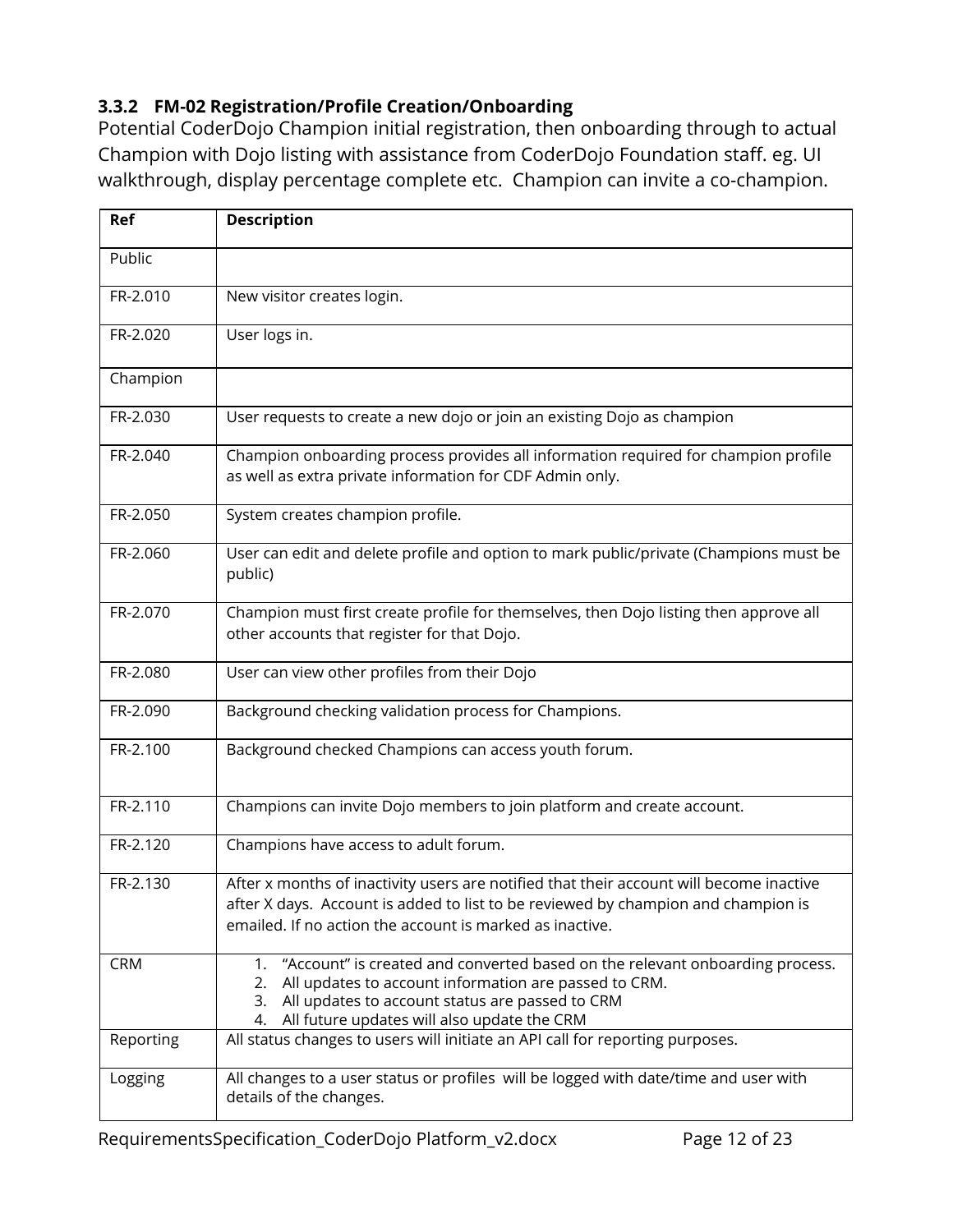### 3.3.2 FM-02 Registration/Profile Creation/Onboarding

Potential CoderDojo Champion initial registration, then onboarding through to actual Champion with Dojo listing with assistance from CoderDojo Foundation staff. eg. UI walkthrough, display percentage complete etc. Champion can invite a co-champion.

| Ref | Description |
|---|---|
| Public | |
| FR-2.010 | New visitor creates login. |
| FR-2.020 | User logs in. |
| Champion | |
| FR-2.030 | User requests to create a new dojo or join an existing Dojo as champion |
| FR-2.040 | Champion onboarding process provides all information required for champion profile as well as extra private information for CDF Admin only. |
| FR-2.050 | System creates champion profile. |
| FR-2.060 | User can edit and delete profile and option to mark public/private (Champions must be public) |
| FR-2.070 | Champion must first create profile for themselves, then Dojo listing then approve all other accounts that register for that Dojo. |
| FR-2.080 | User can view other profiles from their Dojo |
| FR-2.090 | Background checking validation process for Champions. |
| FR-2.100 | Background checked Champions can access youth forum. |
| FR-2.110 | Champions can invite Dojo members to join platform and create account. |
| FR-2.120 | Champions have access to adult forum. |
| FR-2.130 | After x months of inactivity users are notified that their account will become inactive after X days. Account is added to list to be reviewed by champion and champion is emailed. If no action the account is marked as inactive. |
| CRM | 1. "Account" is created and converted based on the relevant onboarding process.<br>2. All updates to account information are passed to CRM.<br>3. All updates to account status are passed to CRM<br>4. All future updates will also update the CRM |
| Reporting | All status changes to users will initiate an API call for reporting purposes. |
| Logging | All changes to a user status or profiles will be logged with date/time and user with details of the changes. |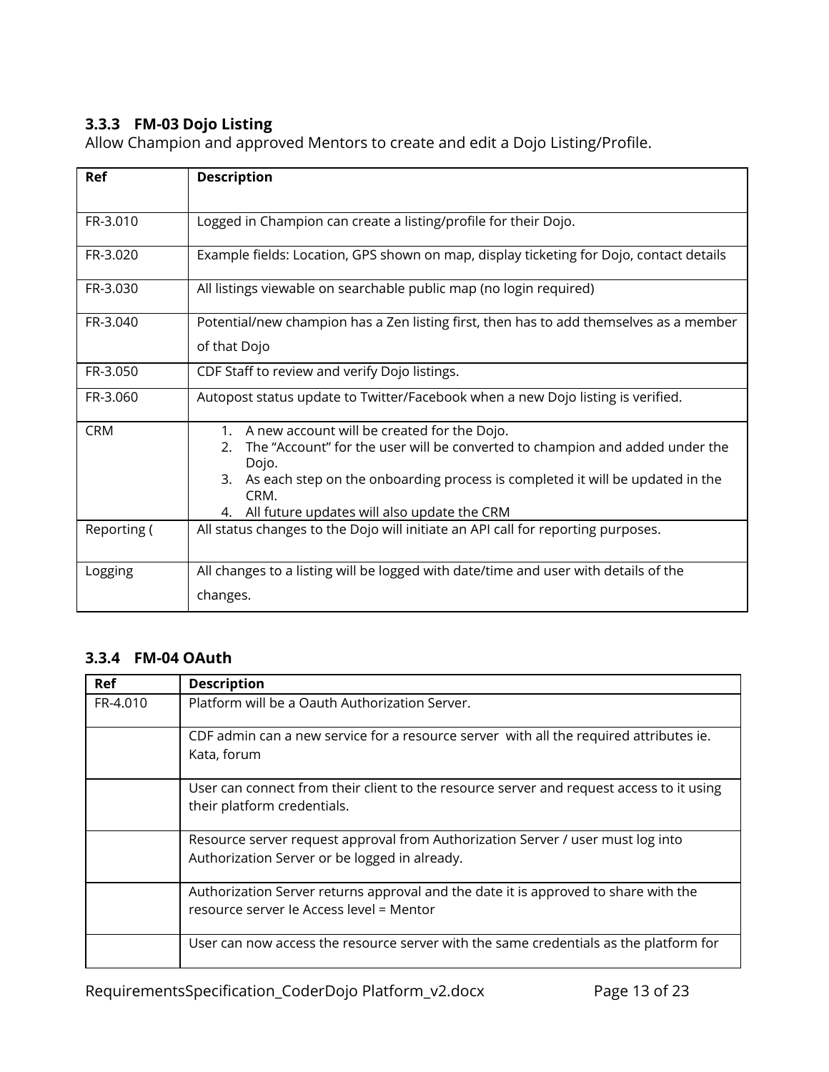### 3.3.3 FM-03 Dojo Listing

Allow Champion and approved Mentors to create and edit a Dojo Listing/Profile.

| Ref | Description |
|---|---|
| FR-3.010 | Logged in Champion can create a listing/profile for their Dojo. |
| FR-3.020 | Example fields: Location, GPS shown on map, display ticketing for Dojo, contact details |
| FR-3.030 | All listings viewable on searchable public map (no login required) |
| FR-3.040 | Potential/new champion has a Zen listing first, then has to add themselves as a member of that Dojo |
| FR-3.050 | CDF Staff to review and verify Dojo listings. |
| FR-3.060 | Autopost status update to Twitter/Facebook when a new Dojo listing is verified. |
| CRM | 1. A new account will be created for the Dojo.<br>2. The "Account" for the user will be converted to champion and added under the Dojo.<br>3. As each step on the onboarding process is completed it will be updated in the CRM.<br>4. All future updates will also update the CRM |
| Reporting ( | All status changes to the Dojo will initiate an API call for reporting purposes. |
| Logging | All changes to a listing will be logged with date/time and user with details of the changes. |

### 3.3.4 FM-04 OAuth

| Ref | Description |
|---|---|
| FR-4.010 | Platform will be a Oauth Authorization Server. |
| | CDF admin can a new service for a resource server with all the required attributes ie. Kata, forum |
| | User can connect from their client to the resource server and request access to it using their platform credentials. |
| | Resource server request approval from Authorization Server / user must log into Authorization Server or be logged in already. |
| | Authorization Server returns approval and the date it is approved to share with the resource server Ie Access level = Mentor |
| | User can now access the resource server with the same credentials as the platform for |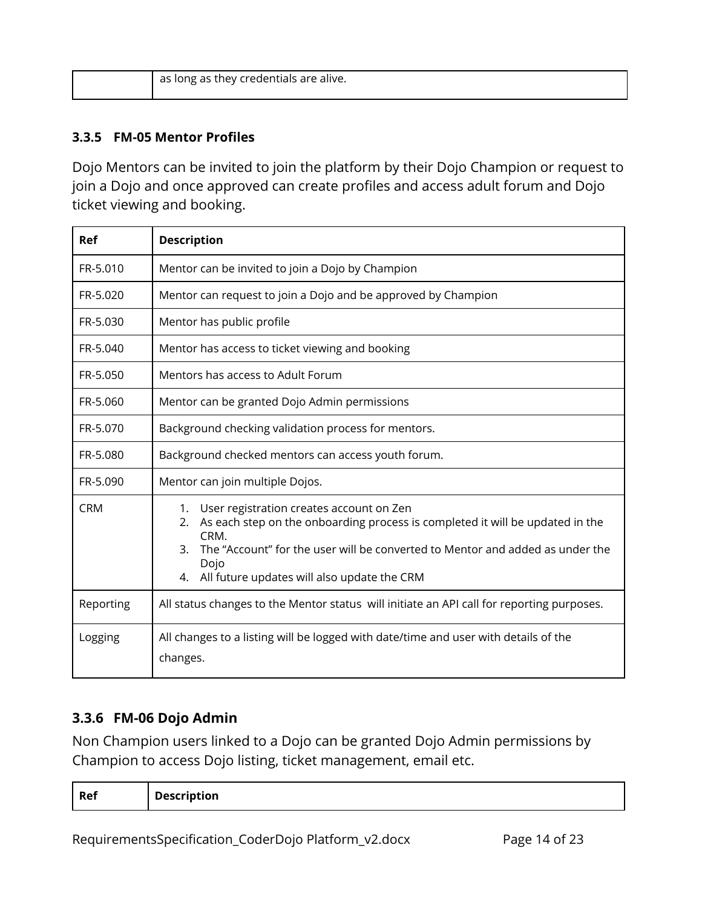| | |
|---|---|
| | as long as they credentials are alive. |

### 3.3.5 FM-05 Mentor Profiles

Dojo Mentors can be invited to join the platform by their Dojo Champion or request to join a Dojo and once approved can create profiles and access adult forum and Dojo ticket viewing and booking.

| Ref | Description |
|---|---|
| FR-5.010 | Mentor can be invited to join a Dojo by Champion |
| FR-5.020 | Mentor can request to join a Dojo and be approved by Champion |
| FR-5.030 | Mentor has public profile |
| FR-5.040 | Mentor has access to ticket viewing and booking |
| FR-5.050 | Mentors has access to Adult Forum |
| FR-5.060 | Mentor can be granted Dojo Admin permissions |
| FR-5.070 | Background checking validation process for mentors. |
| FR-5.080 | Background checked mentors can access youth forum. |
| FR-5.090 | Mentor can join multiple Dojos. |
| CRM | 1. User registration creates account on Zen<br>2. As each step on the onboarding process is completed it will be updated in the CRM.<br>3. The “Account” for the user will be converted to Mentor and added as under the Dojo<br>4. All future updates will also update the CRM |
| Reporting | All status changes to the Mentor status will initiate an API call for reporting purposes. |
| Logging | All changes to a listing will be logged with date/time and user with details of the changes. |

### 3.3.6 FM-06 Dojo Admin

Non Champion users linked to a Dojo can be granted Dojo Admin permissions by Champion to access Dojo listing, ticket management, email etc.

| Ref | Description |
|---|---|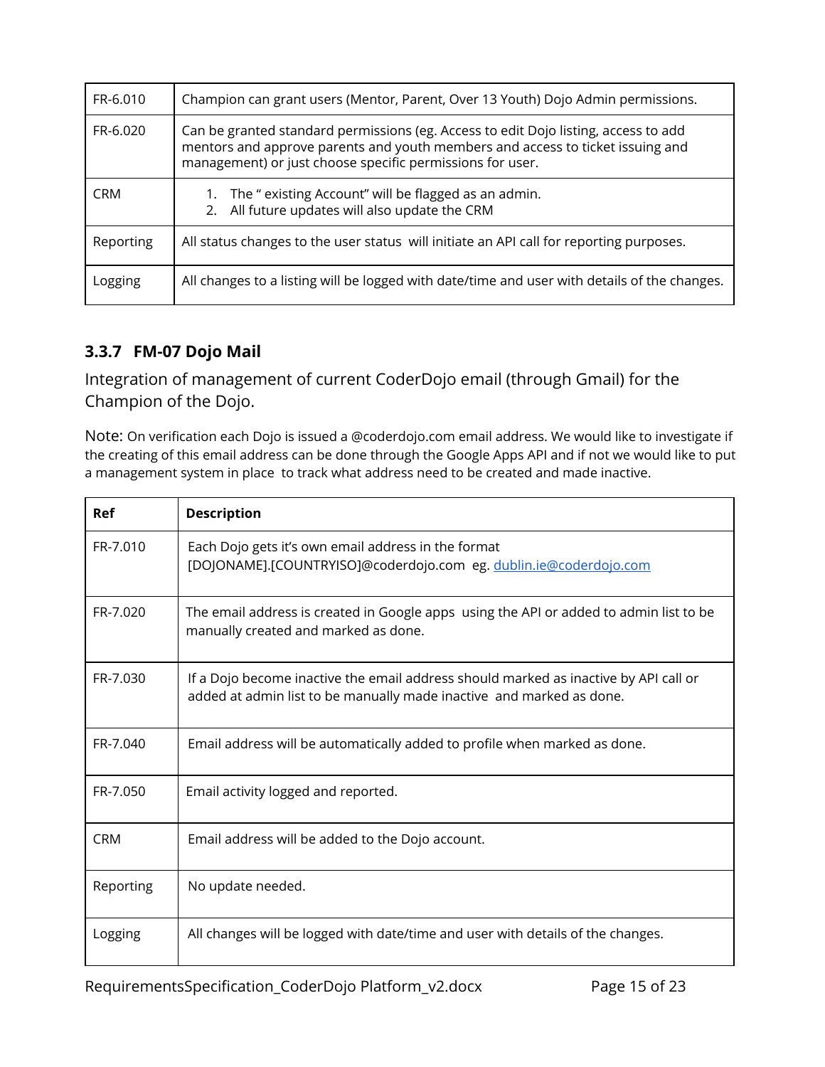| | |
|---|---|
| FR-6.010 | Champion can grant users (Mentor, Parent, Over 13 Youth) Dojo Admin permissions. |
| FR-6.020 | Can be granted standard permissions (eg. Access to edit Dojo listing, access to add mentors and approve parents and youth members and access to ticket issuing and management) or just choose specific permissions for user. |
| CRM | 1. The " existing Account" will be flagged as an admin.<br>2. All future updates will also update the CRM |
| Reporting | All status changes to the user status will initiate an API call for reporting purposes. |
| Logging | All changes to a listing will be logged with date/time and user with details of the changes. |

### 3.3.7 FM-07 Dojo Mail

Integration of management of current CoderDojo email (through Gmail) for the Champion of the Dojo.

Note: On verification each Dojo is issued a @coderdojo.com email address. We would like to investigate if the creating of this email address can be done through the Google Apps API and if not we would like to put a management system in place to track what address need to be created and made inactive.

| Ref | Description |
|---|---|
| FR-7.010 | Each Dojo gets it's own email address in the format [DOJONAME].[COUNTRYISO]@coderdojo.com eg. dublin.ie@coderdojo.com |
| FR-7.020 | The email address is created in Google apps using the API or added to admin list to be manually created and marked as done. |
| FR-7.030 | If a Dojo become inactive the email address should marked as inactive by API call or added at admin list to be manually made inactive and marked as done. |
| FR-7.040 | Email address will be automatically added to profile when marked as done. |
| FR-7.050 | Email activity logged and reported. |
| CRM | Email address will be added to the Dojo account. |
| Reporting | No update needed. |
| Logging | All changes will be logged with date/time and user with details of the changes. |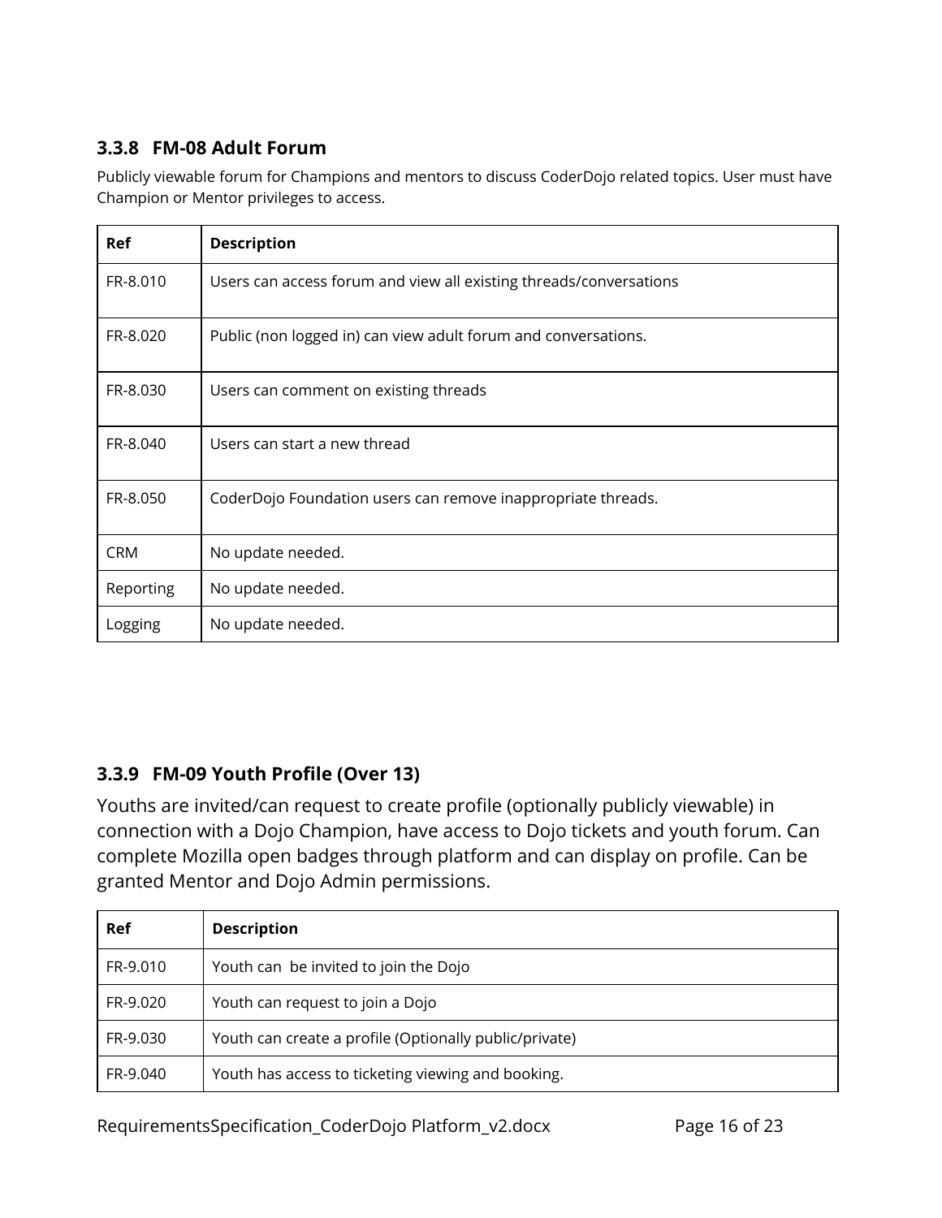### 3.3.8 FM-08 Adult Forum

Publicly viewable forum for Champions and mentors to discuss CoderDojo related topics. User must have Champion or Mentor privileges to access.

| Ref | Description |
|---|---|
| FR-8.010 | Users can access forum and view all existing threads/conversations |
| FR-8.020 | Public (non logged in) can view adult forum and conversations. |
| FR-8.030 | Users can comment on existing threads |
| FR-8.040 | Users can start a new thread |
| FR-8.050 | CoderDojo Foundation users can remove inappropriate threads. |
| CRM | No update needed. |
| Reporting | No update needed. |
| Logging | No update needed. |

### 3.3.9 FM-09 Youth Profile (Over 13)

Youths are invited/can request to create profile (optionally publicly viewable) in connection with a Dojo Champion, have access to Dojo tickets and youth forum. Can complete Mozilla open badges through platform and can display on profile. Can be granted Mentor and Dojo Admin permissions.

| Ref | Description |
|---|---|
| FR-9.010 | Youth can be invited to join the Dojo |
| FR-9.020 | Youth can request to join a Dojo |
| FR-9.030 | Youth can create a profile (Optionally public/private) |
| FR-9.040 | Youth has access to ticketing viewing and booking. |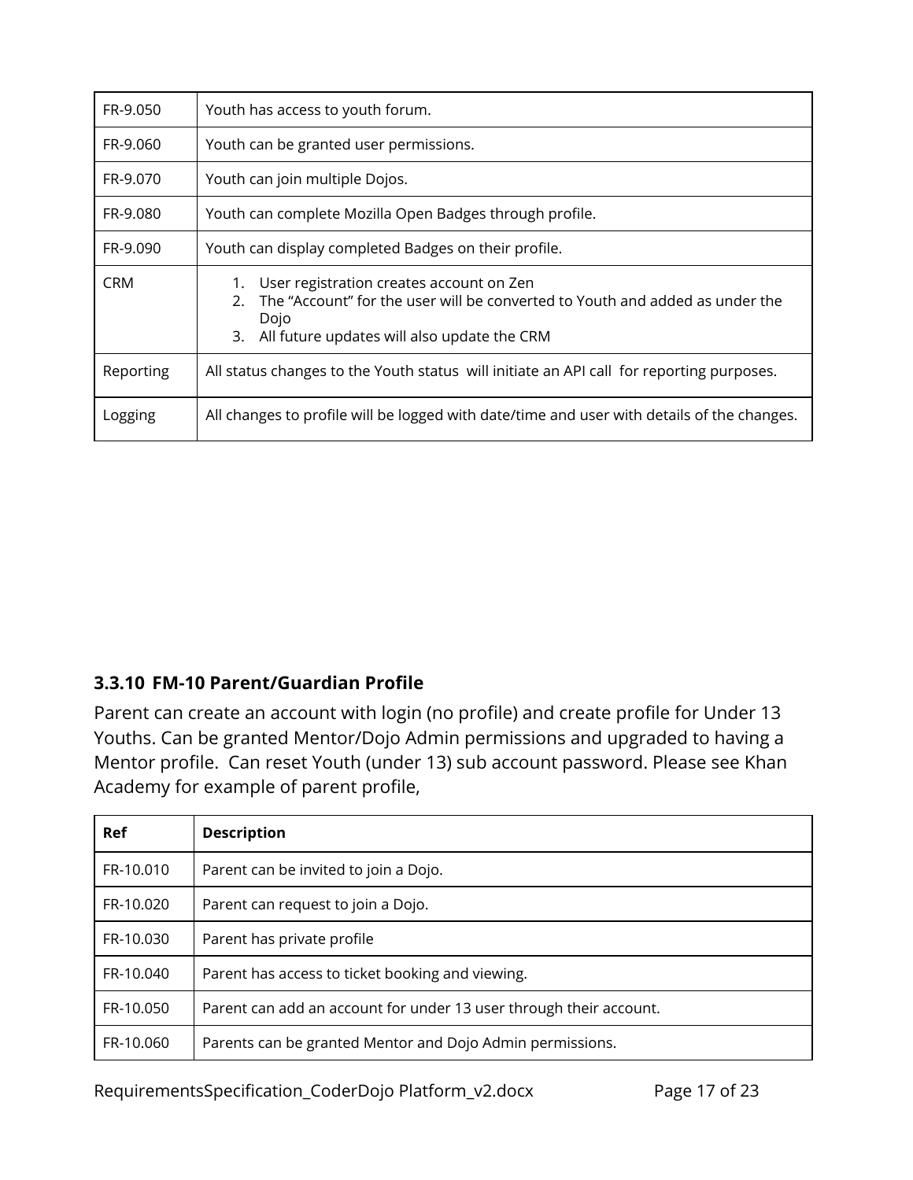| | |
|---|---|
| FR-9.050 | Youth has access to youth forum. |
| FR-9.060 | Youth can be granted user permissions. |
| FR-9.070 | Youth can join multiple Dojos. |
| FR-9.080 | Youth can complete Mozilla Open Badges through profile. |
| FR-9.090 | Youth can display completed Badges on their profile. |
| CRM | 1. User registration creates account on Zen<br>2. The "Account" for the user will be converted to Youth and added as under the Dojo<br>3. All future updates will also update the CRM |
| Reporting | All status changes to the Youth status will initiate an API call for reporting purposes. |
| Logging | All changes to profile will be logged with date/time and user with details of the changes. |

### 3.3.10 FM-10 Parent/Guardian Profile

Parent can create an account with login (no profile) and create profile for Under 13 Youths. Can be granted Mentor/Dojo Admin permissions and upgraded to having a Mentor profile. Can reset Youth (under 13) sub account password. Please see Khan Academy for example of parent profile,

| Ref | Description |
|---|---|
| FR-10.010 | Parent can be invited to join a Dojo. |
| FR-10.020 | Parent can request to join a Dojo. |
| FR-10.030 | Parent has private profile |
| FR-10.040 | Parent has access to ticket booking and viewing. |
| FR-10.050 | Parent can add an account for under 13 user through their account. |
| FR-10.060 | Parents can be granted Mentor and Dojo Admin permissions. |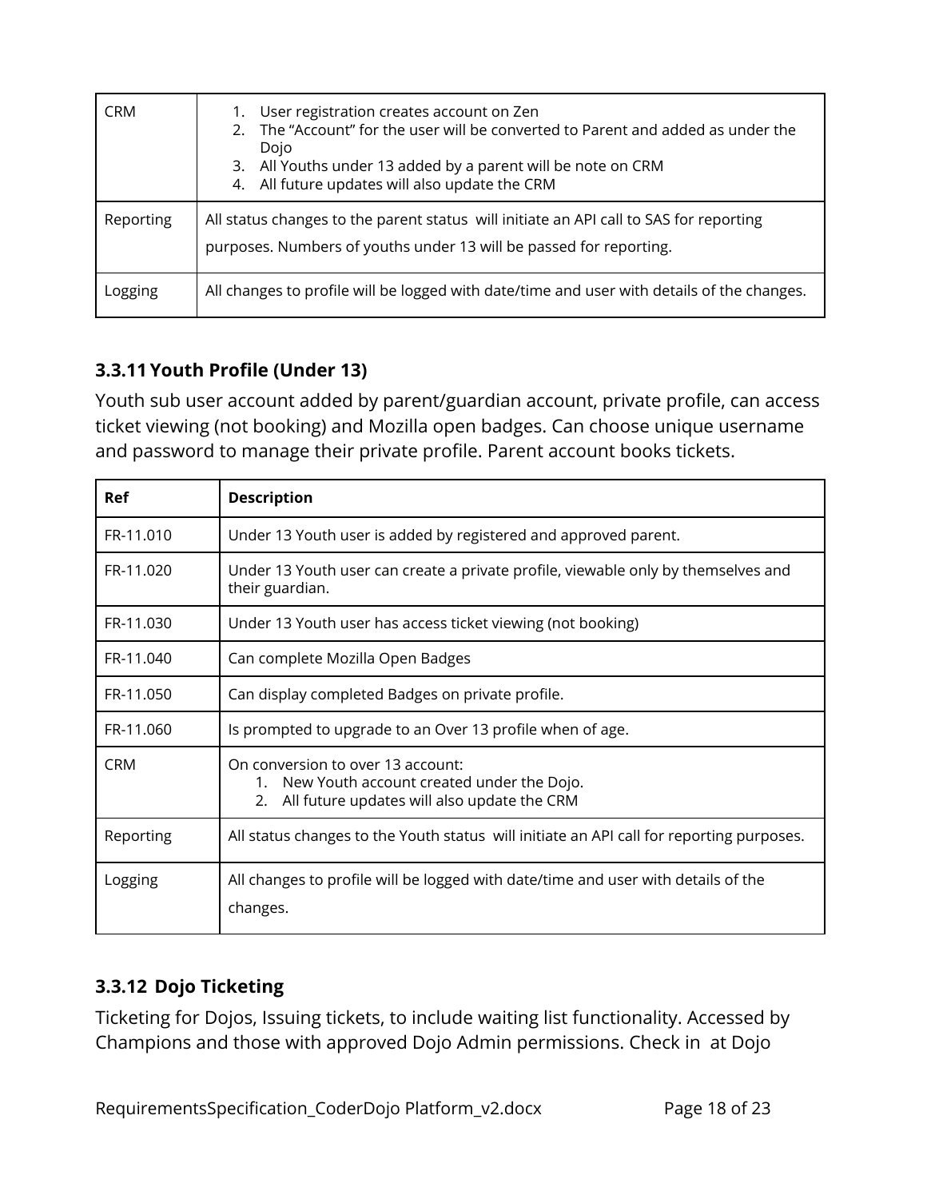| | |
|---|---|
| CRM | 1. User registration creates account on Zen<br>2. The “Account” for the user will be converted to Parent and added as under the Dojo<br>3. All Youths under 13 added by a parent will be note on CRM<br>4. All future updates will also update the CRM |
| Reporting | All status changes to the parent status will initiate an API call to SAS for reporting purposes. Numbers of youths under 13 will be passed for reporting. |
| Logging | All changes to profile will be logged with date/time and user with details of the changes. |

### 3.3.11 Youth Profile (Under 13)

Youth sub user account added by parent/guardian account, private profile, can access ticket viewing (not booking) and Mozilla open badges. Can choose unique username and password to manage their private profile. Parent account books tickets.

| Ref | Description |
|---|---|
| FR-11.010 | Under 13 Youth user is added by registered and approved parent. |
| FR-11.020 | Under 13 Youth user can create a private profile, viewable only by themselves and their guardian. |
| FR-11.030 | Under 13 Youth user has access ticket viewing (not booking) |
| FR-11.040 | Can complete Mozilla Open Badges |
| FR-11.050 | Can display completed Badges on private profile. |
| FR-11.060 | Is prompted to upgrade to an Over 13 profile when of age. |
| CRM | On conversion to over 13 account:<br>1. New Youth account created under the Dojo.<br>2. All future updates will also update the CRM |
| Reporting | All status changes to the Youth status will initiate an API call for reporting purposes. |
| Logging | All changes to profile will be logged with date/time and user with details of the changes. |

### 3.3.12 Dojo Ticketing

Ticketing for Dojos, Issuing tickets, to include waiting list functionality. Accessed by Champions and those with approved Dojo Admin permissions. Check in at Dojo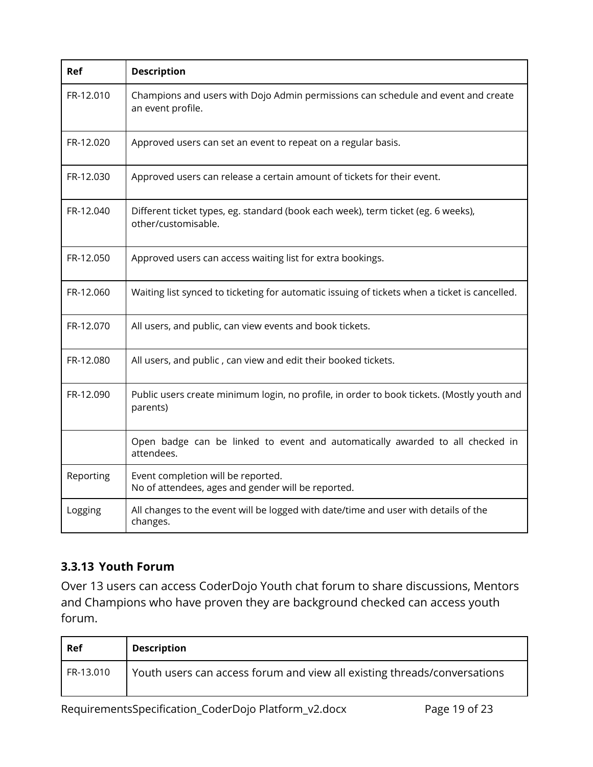| Ref | Description |
|---|---|
| FR-12.010 | Champions and users with Dojo Admin permissions can schedule and event and create an event profile. |
| FR-12.020 | Approved users can set an event to repeat on a regular basis. |
| FR-12.030 | Approved users can release a certain amount of tickets for their event. |
| FR-12.040 | Different ticket types, eg. standard (book each week), term ticket (eg. 6 weeks), other/customisable. |
| FR-12.050 | Approved users can access waiting list for extra bookings. |
| FR-12.060 | Waiting list synced to ticketing for automatic issuing of tickets when a ticket is cancelled. |
| FR-12.070 | All users, and public, can view events and book tickets. |
| FR-12.080 | All users, and public , can view and edit their booked tickets. |
| FR-12.090 | Public users create minimum login, no profile, in order to book tickets. (Mostly youth and parents) |
| | Open badge can be linked to event and automatically awarded to all checked in attendees. |
| Reporting | Event completion will be reported.<br>No of attendees, ages and gender will be reported. |
| Logging | All changes to the event will be logged with date/time and user with details of the changes. |

### 3.3.13 Youth Forum

Over 13 users can access CoderDojo Youth chat forum to share discussions, Mentors and Champions who have proven they are background checked can access youth forum.

| Ref | Description |
|---|---|
| FR-13.010 | Youth users can access forum and view all existing threads/conversations |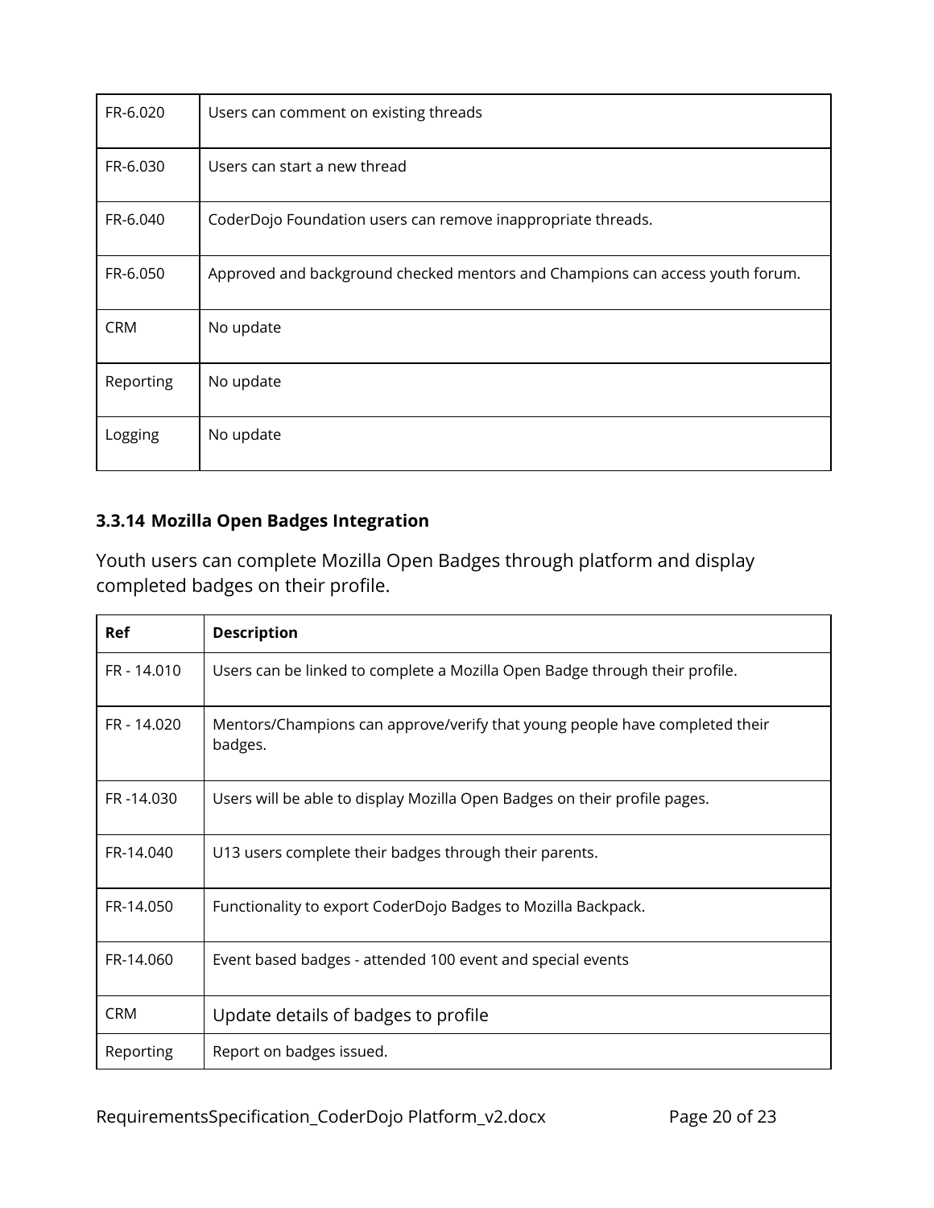| | |
|---|---|
| FR-6.020 | Users can comment on existing threads |
| FR-6.030 | Users can start a new thread |
| FR-6.040 | CoderDojo Foundation users can remove inappropriate threads. |
| FR-6.050 | Approved and background checked mentors and Champions can access youth forum. |
| CRM | No update |
| Reporting | No update |
| Logging | No update |

### 3.3.14 Mozilla Open Badges Integration

Youth users can complete Mozilla Open Badges through platform and display completed badges on their profile.

| Ref | Description |
|---|---|
| FR - 14.010 | Users can be linked to complete a Mozilla Open Badge through their profile. |
| FR - 14.020 | Mentors/Champions can approve/verify that young people have completed their badges. |
| FR -14.030 | Users will be able to display Mozilla Open Badges on their profile pages. |
| FR-14.040 | U13 users complete their badges through their parents. |
| FR-14.050 | Functionality to export CoderDojo Badges to Mozilla Backpack. |
| FR-14.060 | Event based badges - attended 100 event and special events |
| CRM | Update details of badges to profile |
| Reporting | Report on badges issued. |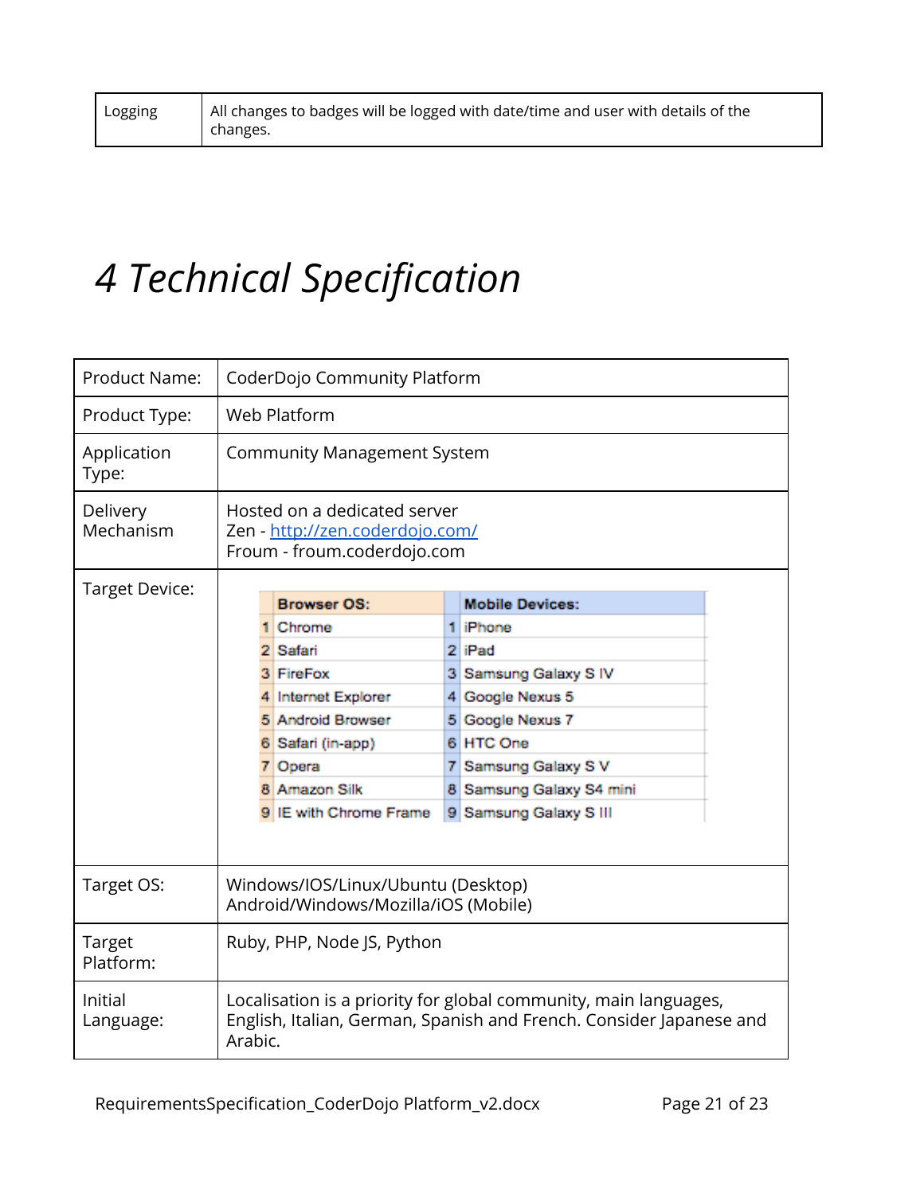| | |
|---|---|
| Logging | All changes to badges will be logged with date/time and user with details of the changes. |

# 4 Technical Specification

| | |
|---|---|
| Product Name: | CoderDojo Community Platform |
| Product Type: | Web Platform |
| Application Type: | Community Management System |
| Delivery Mechanism | Hosted on a dedicated server<br>Zen - [http://zen.coderdojo.com/](http://zen.coderdojo.com/)<br>Froum - froum.coderdojo.com |
| Target Device: | See table below |
| Target OS: | Windows/IOS/Linux/Ubuntu (Desktop)<br>Android/Windows/Mozilla/iOS (Mobile) |
| Target Platform: | Ruby, PHP, Node JS, Python |
| Initial Language: | Localisation is a priority for global community, main languages, English, Italian, German, Spanish and French. Consider Japanese and Arabic. |

Target Device:

| | Browser OS: | | Mobile Devices: |
|---|---|---|---|
| 1 | Chrome | 1 | iPhone |
| 2 | Safari | 2 | iPad |
| 3 | FireFox | 3 | Samsung Galaxy S IV |
| 4 | Internet Explorer | 4 | Google Nexus 5 |
| 5 | Android Browser | 5 | Google Nexus 7 |
| 6 | Safari (in-app) | 6 | HTC One |
| 7 | Opera | 7 | Samsung Galaxy S V |
| 8 | Amazon Silk | 8 | Samsung Galaxy S4 mini |
| 9 | IE with Chrome Frame | 9 | Samsung Galaxy S III |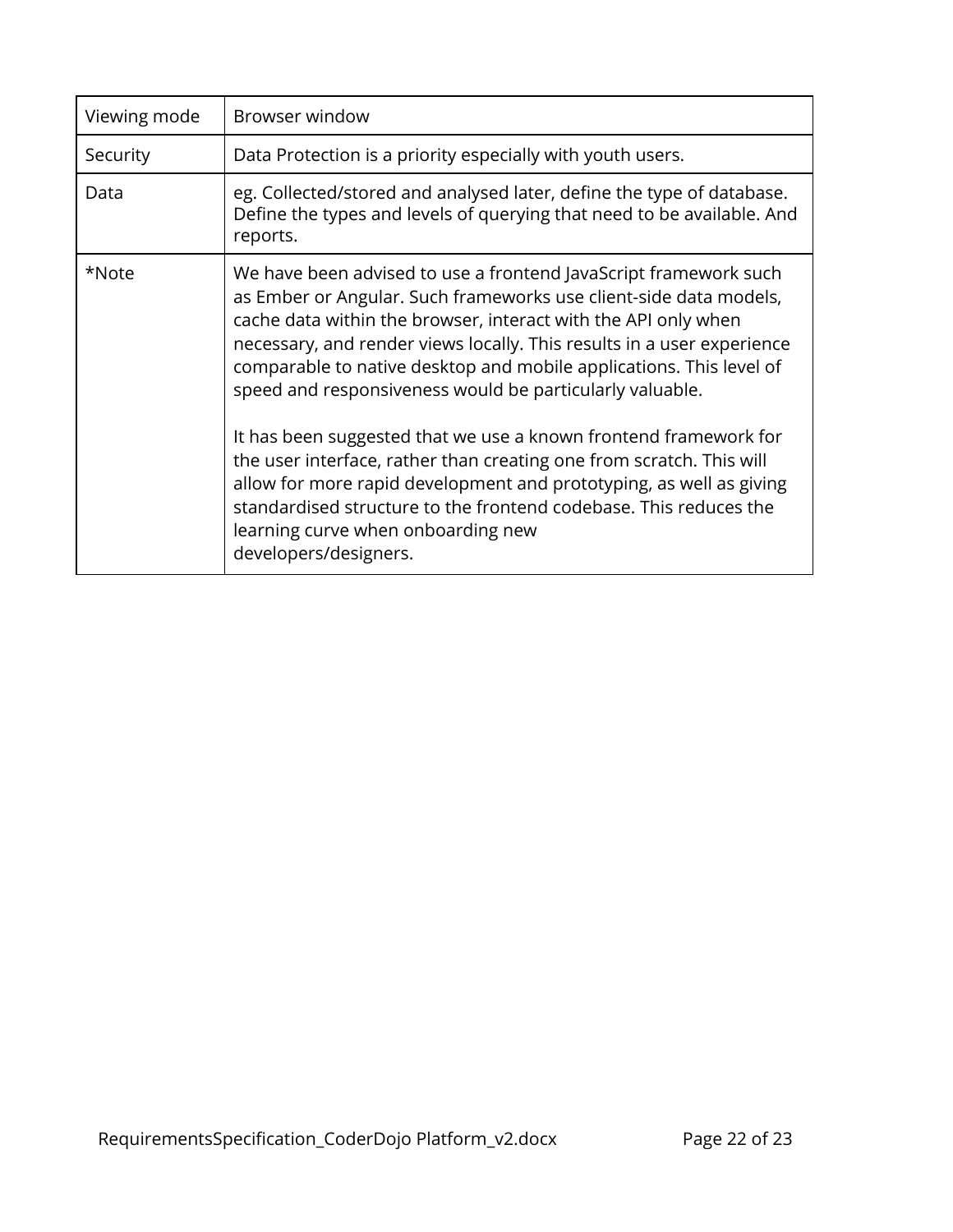| Viewing mode | Browser window |
|---|---|
| Security | Data Protection is a priority especially with youth users. |
| Data | eg. Collected/stored and analysed later, define the type of database. Define the types and levels of querying that need to be available. And reports. |
| *Note | We have been advised to use a frontend JavaScript framework such as Ember or Angular. Such frameworks use client-side data models, cache data within the browser, interact with the API only when necessary, and render views locally. This results in a user experience comparable to native desktop and mobile applications. This level of speed and responsiveness would be particularly valuable.<br><br>It has been suggested that we use a known frontend framework for the user interface, rather than creating one from scratch. This will allow for more rapid development and prototyping, as well as giving standardised structure to the frontend codebase. This reduces the learning curve when onboarding new developers/designers. |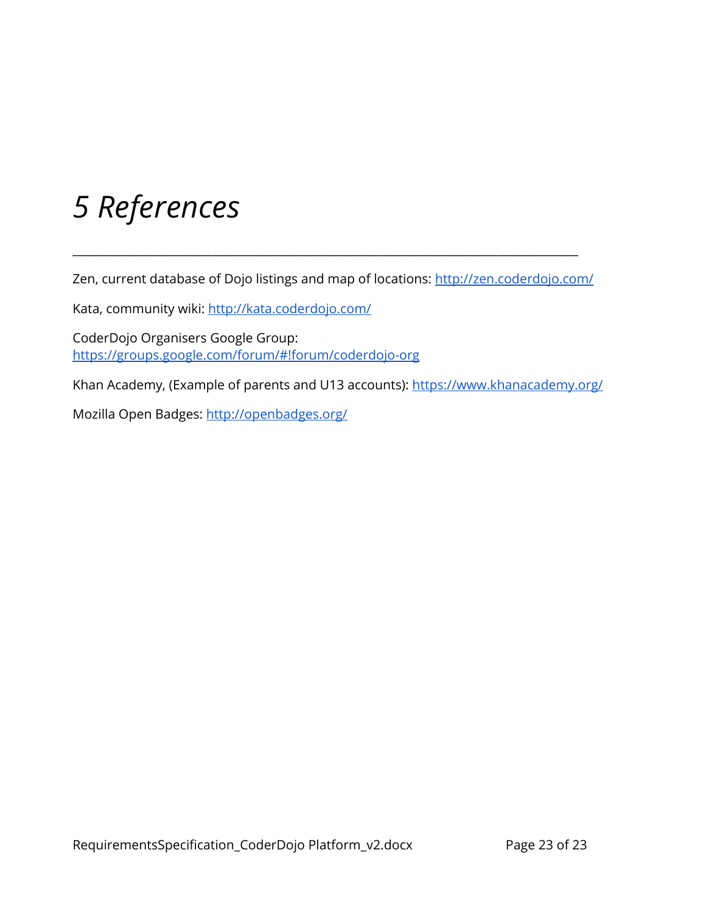# *5 References*

---

Zen, current database of Dojo listings and map of locations: [http://zen.coderdojo.com/](http://zen.coderdojo.com/)

Kata, community wiki: [http://kata.coderdojo.com/](http://kata.coderdojo.com/)

CoderDojo Organisers Google Group: [https://groups.google.com/forum/#!forum/coderdojo-org](https://groups.google.com/forum/#!forum/coderdojo-org)

Khan Academy, (Example of parents and U13 accounts): [https://www.khanacademy.org/](https://www.khanacademy.org/)

Mozilla Open Badges: [http://openbadges.org/](http://openbadges.org/)